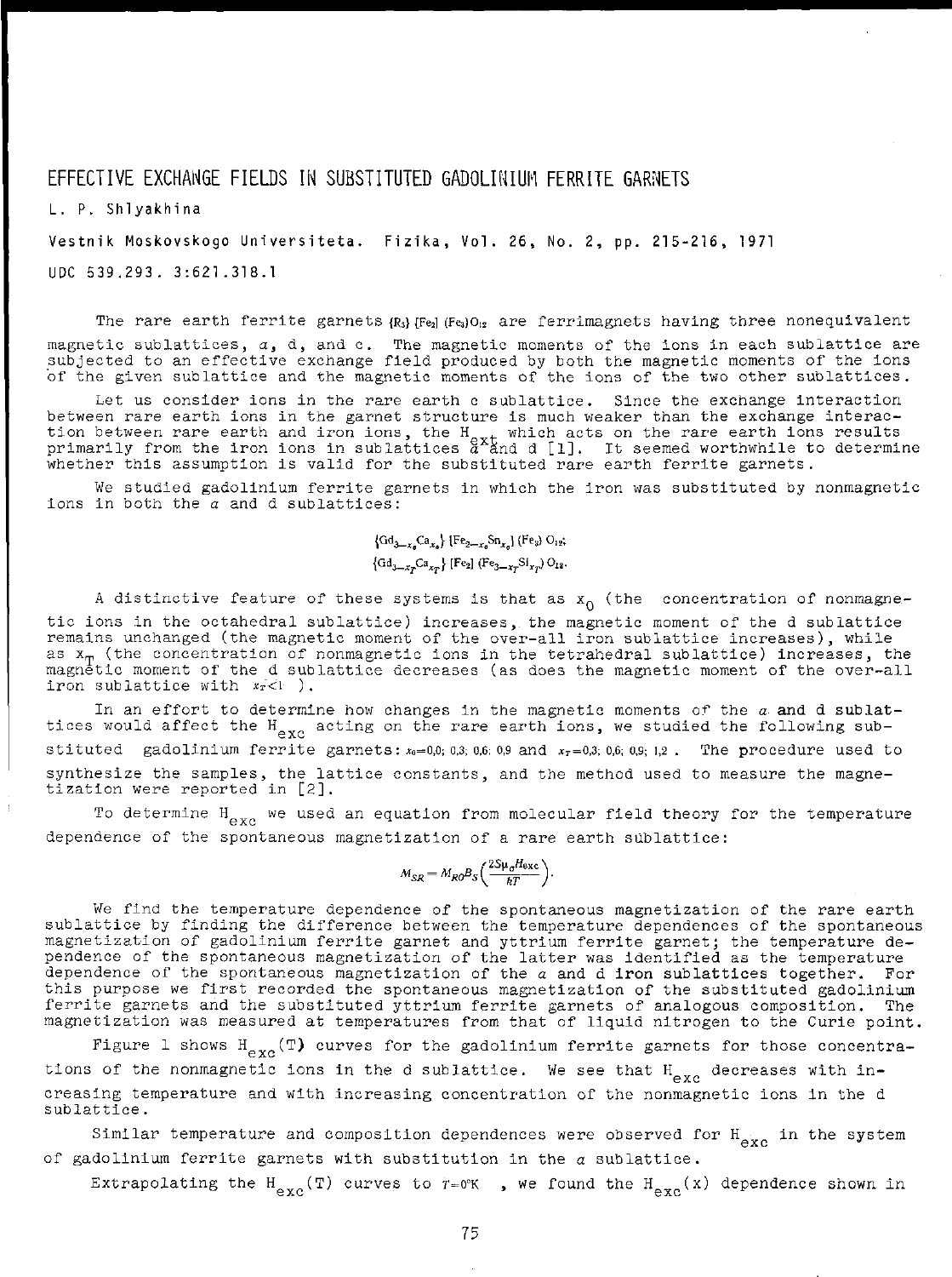# EFFECTIVE EXCHANGE FIELDS IN SUBSTITUTED GADOLINIUM FERRITE GARNETS

L. P. Shlyakhina

Vestnik Moskovskogo Universiteta. Fizika, Vol. 26, No. 2, pp. 215-216, 1971

UDC 539.293. 3:621.318.1

The rare earth ferrite garnets $\{R_3\}[Fe_2](Fe_3)O_{12}$ are ferrimagnets having three nonequivalent magnetic sublattices, $a$, d, and c. The magnetic moments of the ions in each sublattice are subjected to an effective exchange field produced by both the magnetic moments of the ions of the given sublattice and the magnetic moments of the ions of the two other sublattices.

Let us consider ions in the rare earth c sublattice. Since the exchange interaction between rare earth ions in the garnet structure is much weaker than the exchange interaction between rare earth and iron ions, the $H_{ext}$ which acts on the rare earth ions results primarily from the iron ions in sublattices $a$ and d [1]. It seemed worthwhile to determine whether this assumption is valid for the substituted rare earth ferrite garnets.

We studied gadolinium ferrite garnets in which the iron was substituted by nonmagnetic ions in both the $a$ and d sublattices:

$$\{Gd_{3-x_0}Ca_{x_0}\}[Fe_{2-x_0}Sn_{x_0}](Fe_3)O_{12};$$

$$\{Gd_{3-x_T}Ca_{x_T}\}[Fe_2](Fe_{3-x_T}Si_{x_T})O_{12}.$$

A distinctive feature of these systems is that as $x_0$ (the concentration of nonmagnetic ions in the octahedral sublattice) increases, the magnetic moment of the d sublattice remains unchanged (the magnetic moment of the over-all iron sublattice increases), while as $x_T$ (the concentration of nonmagnetic ions in the tetrahedral sublattice) increases, the magnetic moment of the d sublattice decreases (as does the magnetic moment of the over-all iron sublattice with $x_T<1$).

In an effort to determine how changes in the magnetic moments of the $a$ and d sublattices would affect the $H_{exc}$ acting on the rare earth ions, we studied the following substituted gadolinium ferrite garnets: $x_0=0{,}0;\ 0{,}3;\ 0{,}6;\ 0{,}9$ and $x_T=0{,}3;\ 0{,}6;\ 0{,}9;\ 1{,}2$. The procedure used to synthesize the samples, the lattice constants, and the method used to measure the magnetization were reported in [2].

To determine $H_{exc}$ we used an equation from molecular field theory for the temperature dependence of the spontaneous magnetization of a rare earth sublattice:

$$M_{SR} = M_{R0} B_S \left( \frac{2S\mu_0 H_{exc}}{kT} \right).$$

We find the temperature dependence of the spontaneous magnetization of the rare earth sublattice by finding the difference between the temperature dependences of the spontaneous magnetization of gadolinium ferrite garnet and yttrium ferrite garnet; the temperature dependence of the spontaneous magnetization of the latter was identified as the temperature dependence of the spontaneous magnetization of the $a$ and d iron sublattices together. For this purpose we first recorded the spontaneous magnetization of the substituted gadolinium ferrite garnets and the substituted yttrium ferrite garnets of analogous composition. The magnetization was measured at temperatures from that of liquid nitrogen to the Curie point.

Figure 1 shows $H_{exc}(T)$ curves for the gadolinium ferrite garnets for those concentrations of the nonmagnetic ions in the d sublattice. We see that $H_{exc}$ decreases with increasing temperature and with increasing concentration of the nonmagnetic ions in the d sublattice.

Similar temperature and composition dependences were observed for $H_{exc}$ in the system of gadolinium ferrite garnets with substitution in the $a$ sublattice.

Extrapolating the $H_{exc}(T)$ curves to $T=0°K$, we found the $H_{exc}(x)$ dependence shown in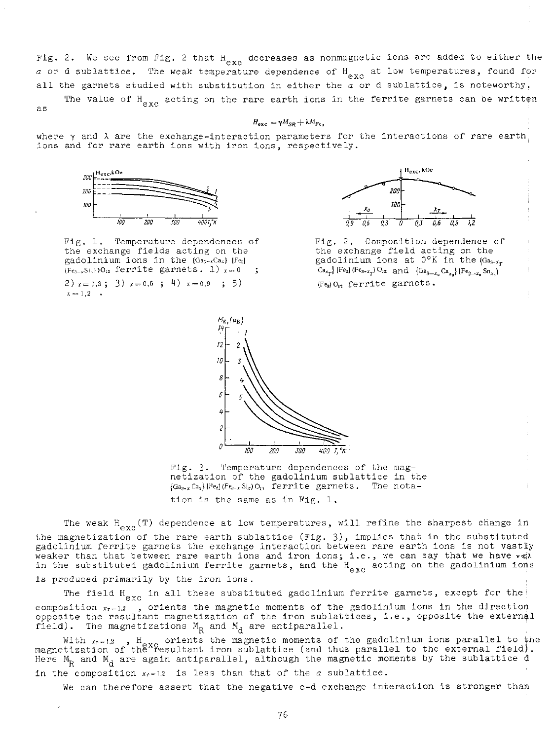Fig. 2. We see from Fig. 2 that $H_{exc}$ decreases as nonmagnetic ions are added to either the $a$ or d sublattice. The weak temperature dependence of $H_{exc}$ at low temperatures, found for all the garnets studied with substitution in either the $a$ or d sublattice, is noteworthy.

The value of $H_{exc}$ acting on the rare earth ions in the ferrite garnets can be written as

$$H_{exc} = \gamma M_{SR} + \lambda M_{Fe},$$

where $\gamma$ and $\lambda$ are the exchange-interaction parameters for the interactions of rare earth ions and for rare earth ions with iron ions, respectively.

Fig. 1. Temperature dependences of the exchange fields acting on the gadolinium ions in the $\{Ga_{3-x}Ca_x\}[Fe_2](Fe_{3-x}Si_x)O_{12}$ ferrite garnets. 1) $x=0$; 2) $x=0.3$; 3) $x=0.6$; 4) $x=0.9$; 5) $x=1.2$.

Fig. 2. Composition dependence of the exchange field acting on the gadolinium ions at 0°K in the $\{Ga_{3-x_T}Ca_{x_T}\}[Fe_2](Fe_{3-x_T})O_{12}$ and $\{Ga_{3-x_0}Ca_{x_0}\}[Fe_{2-x_0}Sn_{x_0}](Fe_3)O_{12}$ ferrite garnets.

Fig. 3. Temperature dependences of the magnetization of the gadolinium sublattice in the $\{Ga_{3-x}Ca_x\}[Fe_2](Fe_{3-x}Si_x)O_{12}$ ferrite garnets. The notation is the same as in Fig. 1.

The weak $H_{exc}(T)$ dependence at low temperatures, will refine the sharpest change in the magnetization of the rare earth sublattice (Fig. 3), implies that in the substituted gadolinium ferrite garnets the exchange interaction between rare earth ions is not vastly weaker than that between rare earth ions and iron ions; i.e., we can say that we have $\gamma \ll \lambda$ in the substituted gadolinium ferrite garnets, and the $H_{exc}$ acting on the gadolinium ions is produced primarily by the iron ions.

The field $H_{exc}$ in all these substituted gadolinium ferrite garnets, except for the composition $x_T=1.2$, orients the magnetic moments of the gadolinium ions in the direction opposite the resultant magnetization of the iron sublattices, i.e., opposite the external field). The magnetizations $M_R$ and $M_d$ are antiparallel.

With $x_T=1.2$, $H_{exc}$ orients the magnetic moments of the gadolinium ions parallel to the magnetization of the resultant iron sublattice (and thus parallel to the external field). Here $M_R$ and $M_d$ are again antiparallel, although the magnetic moments by the sublattice d in the composition $x_T=1.2$ is less than that of the $a$ sublattice.

We can therefore assert that the negative c-d exchange interaction is stronger than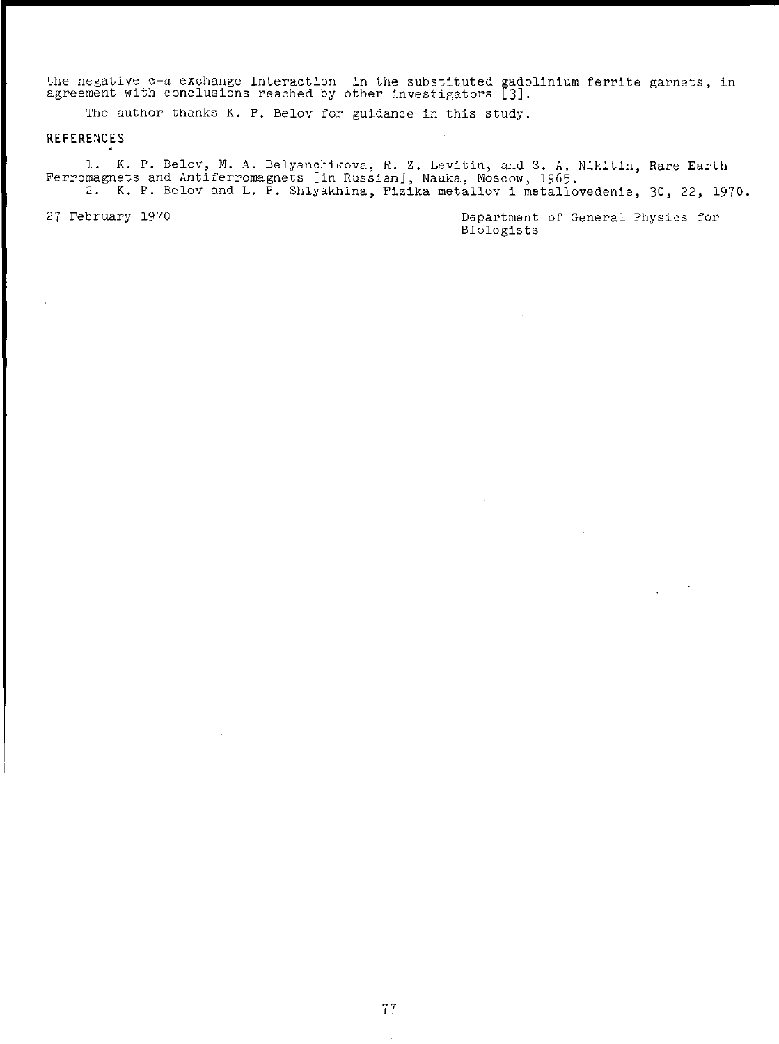the negative c–$a$ exchange interaction in the substituted gadolinium ferrite garnets, in agreement with conclusions reached by other investigators [3].

The author thanks K. P. Belov for guidance in this study.

## REFERENCES

1. K. P. Belov, M. A. Belyanchikova, R. Z. Levitin, and S. A. Nikitin, Rare Earth Ferromagnets and Antiferromagnets [in Russian], Nauka, Moscow, 1965.
2. K. P. Belov and L. P. Shlyakhina, Fizika metallov i metallovedenie, 30, 22, 1970.

27 February 1970

Department of General Physics for Biologists